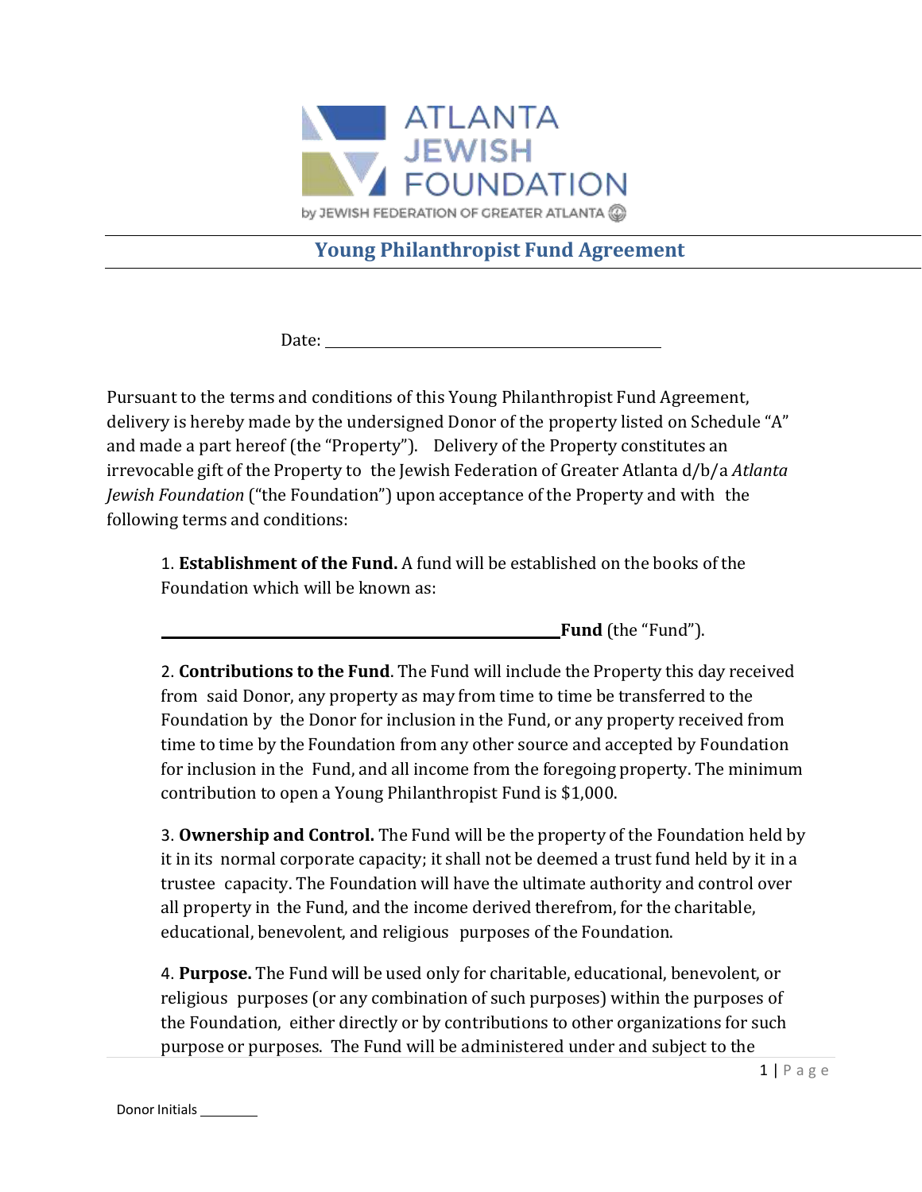ATLANTA JEWISH FOUNDATION

by JEWISH FEDERATION OF GREATER ATLANTA

# Young Philanthropist Fund Agreement

Date: ______________________________________

Pursuant to the terms and conditions of this Young Philanthropist Fund Agreement, delivery is hereby made by the undersigned Donor of the property listed on Schedule "A" and made a part hereof (the "Property"). Delivery of the Property constitutes an irrevocable gift of the Property to the Jewish Federation of Greater Atlanta d/b/a *Atlanta Jewish Foundation* ("the Foundation") upon acceptance of the Property and with the following terms and conditions:

1. **Establishment of the Fund.** A fund will be established on the books of the Foundation which will be known as:

   ______________________________________ **Fund** (the "Fund").

2. **Contributions to the Fund**. The Fund will include the Property this day received from said Donor, any property as may from time to time be transferred to the Foundation by the Donor for inclusion in the Fund, or any property received from time to time by the Foundation from any other source and accepted by Foundation for inclusion in the Fund, and all income from the foregoing property. The minimum contribution to open a Young Philanthropist Fund is $1,000.

3. **Ownership and Control.** The Fund will be the property of the Foundation held by it in its normal corporate capacity; it shall not be deemed a trust fund held by it in a trustee capacity. The Foundation will have the ultimate authority and control over all property in the Fund, and the income derived therefrom, for the charitable, educational, benevolent, and religious purposes of the Foundation.

4. **Purpose.** The Fund will be used only for charitable, educational, benevolent, or religious purposes (or any combination of such purposes) within the purposes of the Foundation, either directly or by contributions to other organizations for such purpose or purposes. The Fund will be administered under and subject to the

Donor Initials ________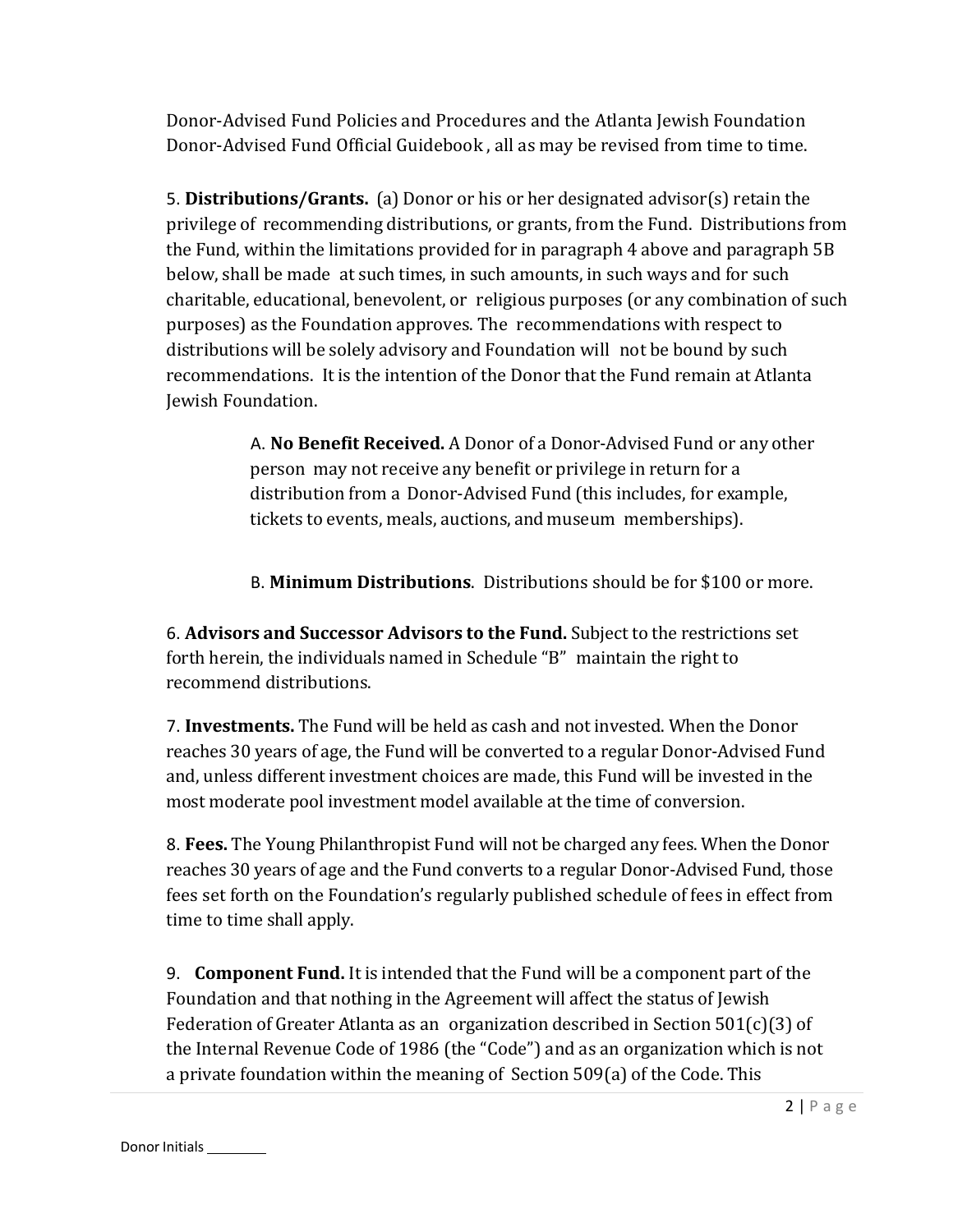Donor-Advised Fund Policies and Procedures and the Atlanta Jewish Foundation Donor-Advised Fund Official Guidebook , all as may be revised from time to time.

5. **Distributions/Grants.** (a) Donor or his or her designated advisor(s) retain the privilege of recommending distributions, or grants, from the Fund. Distributions from the Fund, within the limitations provided for in paragraph 4 above and paragraph 5B below, shall be made at such times, in such amounts, in such ways and for such charitable, educational, benevolent, or religious purposes (or any combination of such purposes) as the Foundation approves. The recommendations with respect to distributions will be solely advisory and Foundation will not be bound by such recommendations. It is the intention of the Donor that the Fund remain at Atlanta Jewish Foundation.

> A. **No Benefit Received.** A Donor of a Donor-Advised Fund or any other person may not receive any benefit or privilege in return for a distribution from a Donor-Advised Fund (this includes, for example, tickets to events, meals, auctions, and museum memberships).
>
> B. **Minimum Distributions**. Distributions should be for $100 or more.

6. **Advisors and Successor Advisors to the Fund.** Subject to the restrictions set forth herein, the individuals named in Schedule "B" maintain the right to recommend distributions.

7. **Investments.** The Fund will be held as cash and not invested. When the Donor reaches 30 years of age, the Fund will be converted to a regular Donor-Advised Fund and, unless different investment choices are made, this Fund will be invested in the most moderate pool investment model available at the time of conversion.

8. **Fees.** The Young Philanthropist Fund will not be charged any fees. When the Donor reaches 30 years of age and the Fund converts to a regular Donor-Advised Fund, those fees set forth on the Foundation's regularly published schedule of fees in effect from time to time shall apply.

9. **Component Fund.** It is intended that the Fund will be a component part of the Foundation and that nothing in the Agreement will affect the status of Jewish Federation of Greater Atlanta as an organization described in Section 501(c)(3) of the Internal Revenue Code of 1986 (the "Code") and as an organization which is not a private foundation within the meaning of Section 509(a) of the Code. This

Donor Initials ________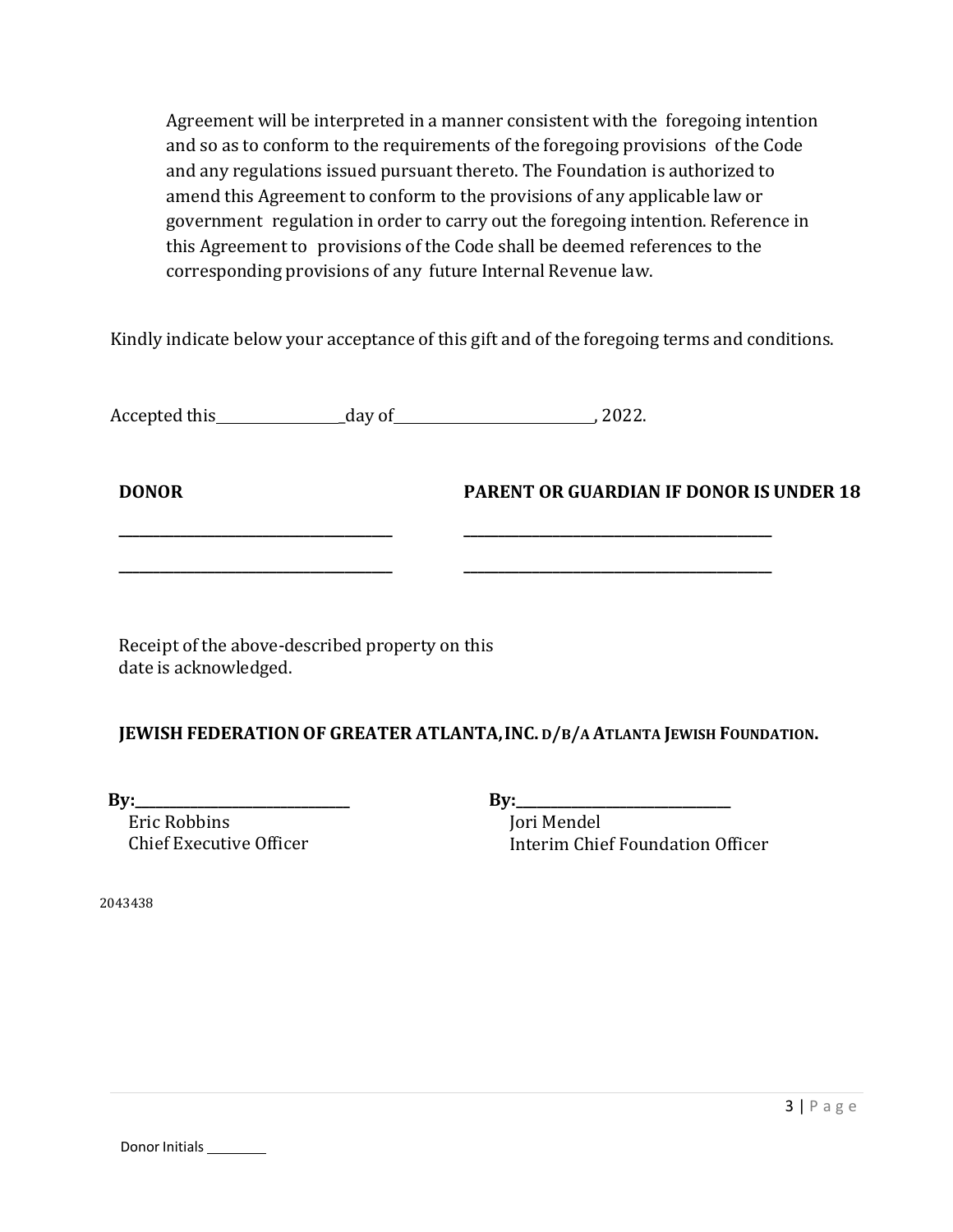Agreement will be interpreted in a manner consistent with the foregoing intention and so as to conform to the requirements of the foregoing provisions of the Code and any regulations issued pursuant thereto. The Foundation is authorized to amend this Agreement to conform to the provisions of any applicable law or government regulation in order to carry out the foregoing intention. Reference in this Agreement to provisions of the Code shall be deemed references to the corresponding provisions of any future Internal Revenue law.

Kindly indicate below your acceptance of this gift and of the foregoing terms and conditions.

Accepted this_________________day of___________________________, 2022.

| **DONOR** | **PARENT OR GUARDIAN IF DONOR IS UNDER 18** |
|---|---|
| ____________________________________ | ____________________________________________ |
| ____________________________________ | ____________________________________________ |

Receipt of the above-described property on this date is acknowledged.

**JEWISH FEDERATION OF GREATER ATLANTA, INC. D/B/A ATLANTA JEWISH FOUNDATION.**

| | |
|---|---|
| **By:**______________________________ | **By:**______________________________ |
| Eric Robbins | Jori Mendel |
| Chief Executive Officer | Interim Chief Foundation Officer |

2043438

Donor Initials ________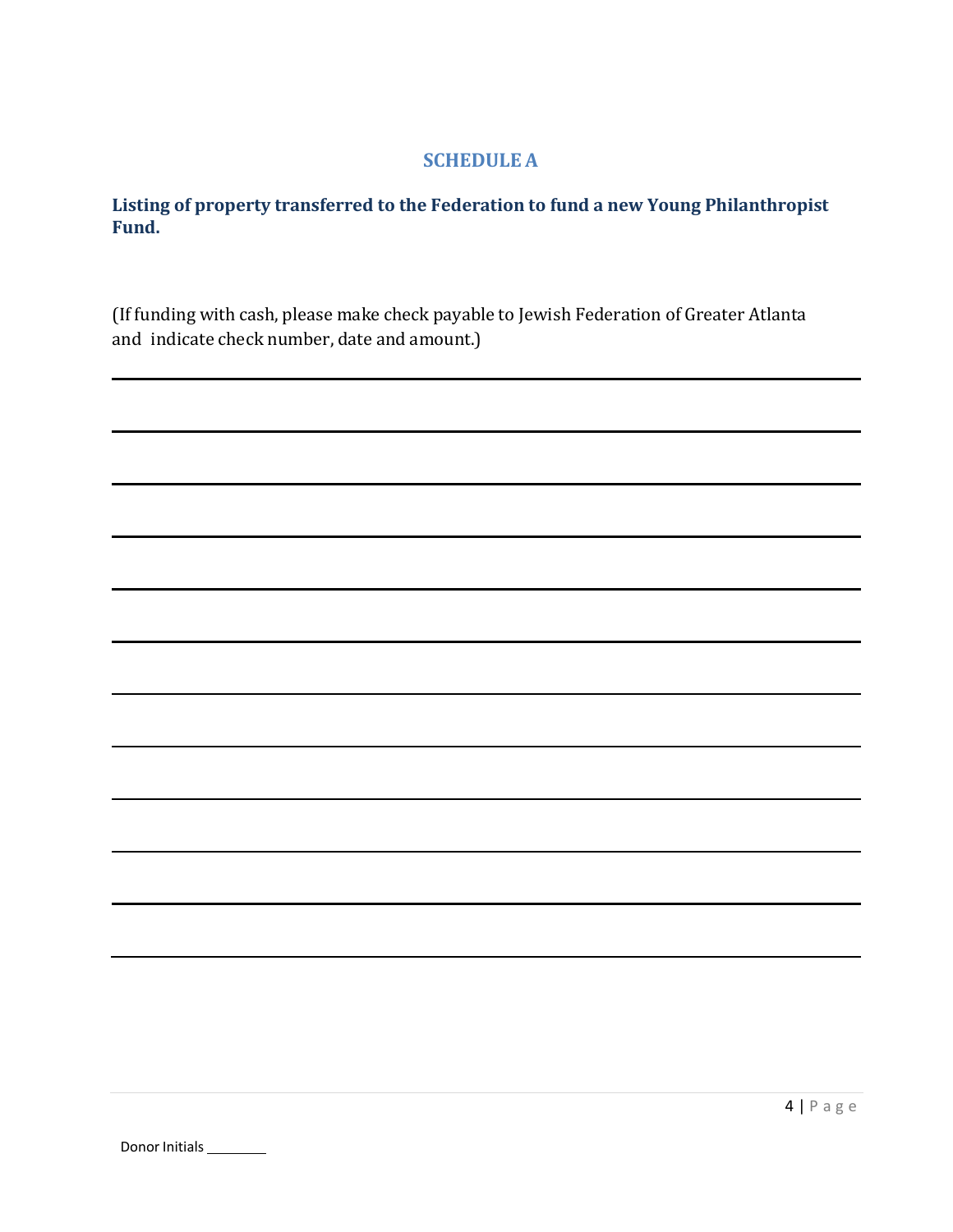## SCHEDULE A

**Listing of property transferred to the Federation to fund a new Young Philanthropist Fund.**

(If funding with cash, please make check payable to Jewish Federation of Greater Atlanta and indicate check number, date and amount.)

\_\_\_\_\_\_\_\_\_\_\_\_\_\_\_\_\_\_\_\_\_\_\_\_\_\_\_\_\_\_\_\_\_\_\_\_\_\_\_\_\_\_\_\_\_\_\_\_\_\_\_\_\_\_\_\_\_\_\_\_

\_\_\_\_\_\_\_\_\_\_\_\_\_\_\_\_\_\_\_\_\_\_\_\_\_\_\_\_\_\_\_\_\_\_\_\_\_\_\_\_\_\_\_\_\_\_\_\_\_\_\_\_\_\_\_\_\_\_\_\_

\_\_\_\_\_\_\_\_\_\_\_\_\_\_\_\_\_\_\_\_\_\_\_\_\_\_\_\_\_\_\_\_\_\_\_\_\_\_\_\_\_\_\_\_\_\_\_\_\_\_\_\_\_\_\_\_\_\_\_\_

\_\_\_\_\_\_\_\_\_\_\_\_\_\_\_\_\_\_\_\_\_\_\_\_\_\_\_\_\_\_\_\_\_\_\_\_\_\_\_\_\_\_\_\_\_\_\_\_\_\_\_\_\_\_\_\_\_\_\_\_

\_\_\_\_\_\_\_\_\_\_\_\_\_\_\_\_\_\_\_\_\_\_\_\_\_\_\_\_\_\_\_\_\_\_\_\_\_\_\_\_\_\_\_\_\_\_\_\_\_\_\_\_\_\_\_\_\_\_\_\_

\_\_\_\_\_\_\_\_\_\_\_\_\_\_\_\_\_\_\_\_\_\_\_\_\_\_\_\_\_\_\_\_\_\_\_\_\_\_\_\_\_\_\_\_\_\_\_\_\_\_\_\_\_\_\_\_\_\_\_\_

\_\_\_\_\_\_\_\_\_\_\_\_\_\_\_\_\_\_\_\_\_\_\_\_\_\_\_\_\_\_\_\_\_\_\_\_\_\_\_\_\_\_\_\_\_\_\_\_\_\_\_\_\_\_\_\_\_\_\_\_

\_\_\_\_\_\_\_\_\_\_\_\_\_\_\_\_\_\_\_\_\_\_\_\_\_\_\_\_\_\_\_\_\_\_\_\_\_\_\_\_\_\_\_\_\_\_\_\_\_\_\_\_\_\_\_\_\_\_\_\_

\_\_\_\_\_\_\_\_\_\_\_\_\_\_\_\_\_\_\_\_\_\_\_\_\_\_\_\_\_\_\_\_\_\_\_\_\_\_\_\_\_\_\_\_\_\_\_\_\_\_\_\_\_\_\_\_\_\_\_\_

\_\_\_\_\_\_\_\_\_\_\_\_\_\_\_\_\_\_\_\_\_\_\_\_\_\_\_\_\_\_\_\_\_\_\_\_\_\_\_\_\_\_\_\_\_\_\_\_\_\_\_\_\_\_\_\_\_\_\_\_

\_\_\_\_\_\_\_\_\_\_\_\_\_\_\_\_\_\_\_\_\_\_\_\_\_\_\_\_\_\_\_\_\_\_\_\_\_\_\_\_\_\_\_\_\_\_\_\_\_\_\_\_\_\_\_\_\_\_\_\_

\_\_\_\_\_\_\_\_\_\_\_\_\_\_\_\_\_\_\_\_\_\_\_\_\_\_\_\_\_\_\_\_\_\_\_\_\_\_\_\_\_\_\_\_\_\_\_\_\_\_\_\_\_\_\_\_\_\_\_\_

Donor Initials \_\_\_\_\_\_\_\_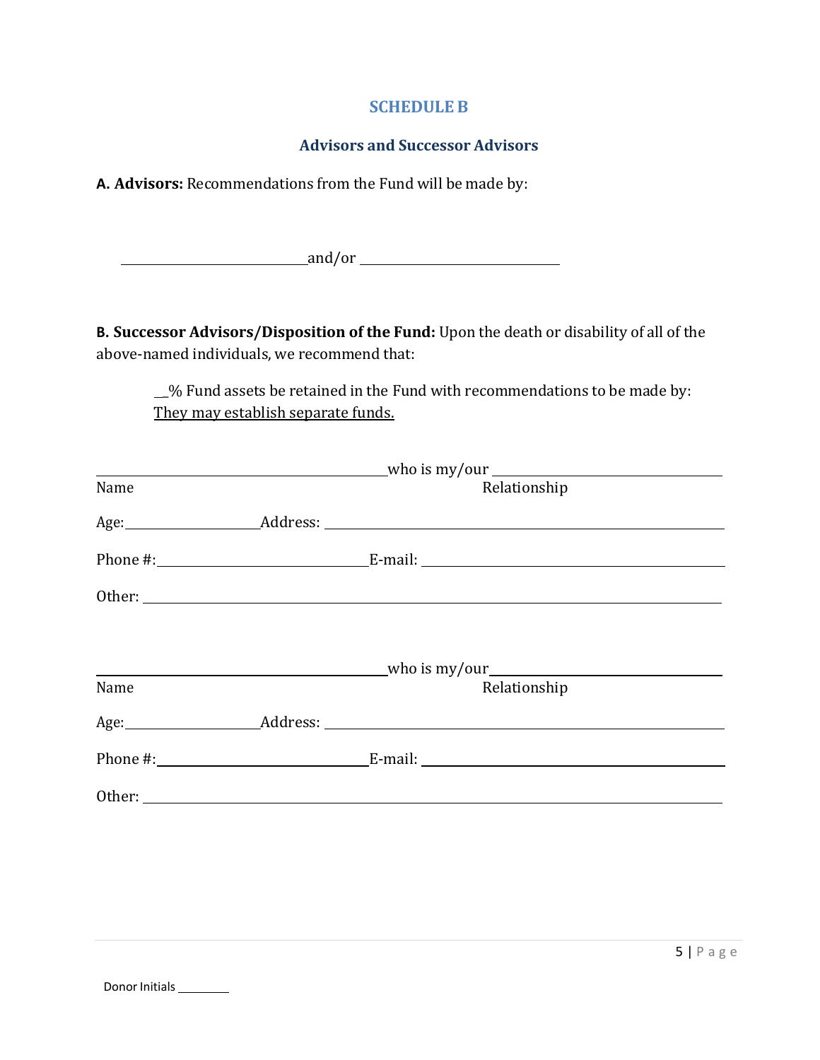## SCHEDULE B

### Advisors and Successor Advisors

**A. Advisors:** Recommendations from the Fund will be made by:

\_\_\_\_\_\_\_\_\_\_\_\_\_\_\_\_\_\_\_\_\_\_\_\_\_\_ and/or \_\_\_\_\_\_\_\_\_\_\_\_\_\_\_\_\_\_\_\_\_\_\_\_\_\_\_\_

**B. Successor Advisors/Disposition of the Fund:** Upon the death or disability of all of the above-named individuals, we recommend that:

> __% Fund assets be retained in the Fund with recommendations to be made by: <u>They may establish separate funds.</u>

\_\_\_\_\_\_\_\_\_\_\_\_\_\_\_\_\_\_\_\_\_\_\_\_\_\_\_\_\_\_\_\_\_\_\_\_\_\_\_\_ who is my/our \_\_\_\_\_\_\_\_\_\_\_\_\_\_\_\_\_\_\_\_\_\_\_\_\_\_\_\_\_\_\_\_
Name Relationship

Age: \_\_\_\_\_\_\_\_\_\_\_\_\_\_\_\_\_\_ Address: \_\_\_\_\_\_\_\_\_\_\_\_\_\_\_\_\_\_\_\_\_\_\_\_\_\_\_\_\_\_\_\_\_\_\_\_\_\_\_\_\_\_\_\_\_\_\_\_\_\_\_\_\_\_\_\_

Phone #: \_\_\_\_\_\_\_\_\_\_\_\_\_\_\_\_\_\_\_\_\_\_\_\_\_\_\_\_\_ E-mail: \_\_\_\_\_\_\_\_\_\_\_\_\_\_\_\_\_\_\_\_\_\_\_\_\_\_\_\_\_\_\_\_\_\_\_\_\_\_\_\_\_

Other: \_\_\_\_\_\_\_\_\_\_\_\_\_\_\_\_\_\_\_\_\_\_\_\_\_\_\_\_\_\_\_\_\_\_\_\_\_\_\_\_\_\_\_\_\_\_\_\_\_\_\_\_\_\_\_\_\_\_\_\_\_\_\_\_\_\_\_\_\_\_\_\_\_\_\_\_\_\_

\_\_\_\_\_\_\_\_\_\_\_\_\_\_\_\_\_\_\_\_\_\_\_\_\_\_\_\_\_\_\_\_\_\_\_\_\_\_\_\_ who is my/our \_\_\_\_\_\_\_\_\_\_\_\_\_\_\_\_\_\_\_\_\_\_\_\_\_\_\_\_\_\_\_\_
Name Relationship

Age: \_\_\_\_\_\_\_\_\_\_\_\_\_\_\_\_\_\_ Address: \_\_\_\_\_\_\_\_\_\_\_\_\_\_\_\_\_\_\_\_\_\_\_\_\_\_\_\_\_\_\_\_\_\_\_\_\_\_\_\_\_\_\_\_\_\_\_\_\_\_\_\_\_\_\_\_

Phone #: \_\_\_\_\_\_\_\_\_\_\_\_\_\_\_\_\_\_\_\_\_\_\_\_\_\_\_\_\_ E-mail: \_\_\_\_\_\_\_\_\_\_\_\_\_\_\_\_\_\_\_\_\_\_\_\_\_\_\_\_\_\_\_\_\_\_\_\_\_\_\_\_\_

Other: \_\_\_\_\_\_\_\_\_\_\_\_\_\_\_\_\_\_\_\_\_\_\_\_\_\_\_\_\_\_\_\_\_\_\_\_\_\_\_\_\_\_\_\_\_\_\_\_\_\_\_\_\_\_\_\_\_\_\_\_\_\_\_\_\_\_\_\_\_\_\_\_\_\_\_\_\_\_

Donor Initials \_\_\_\_\_\_\_\_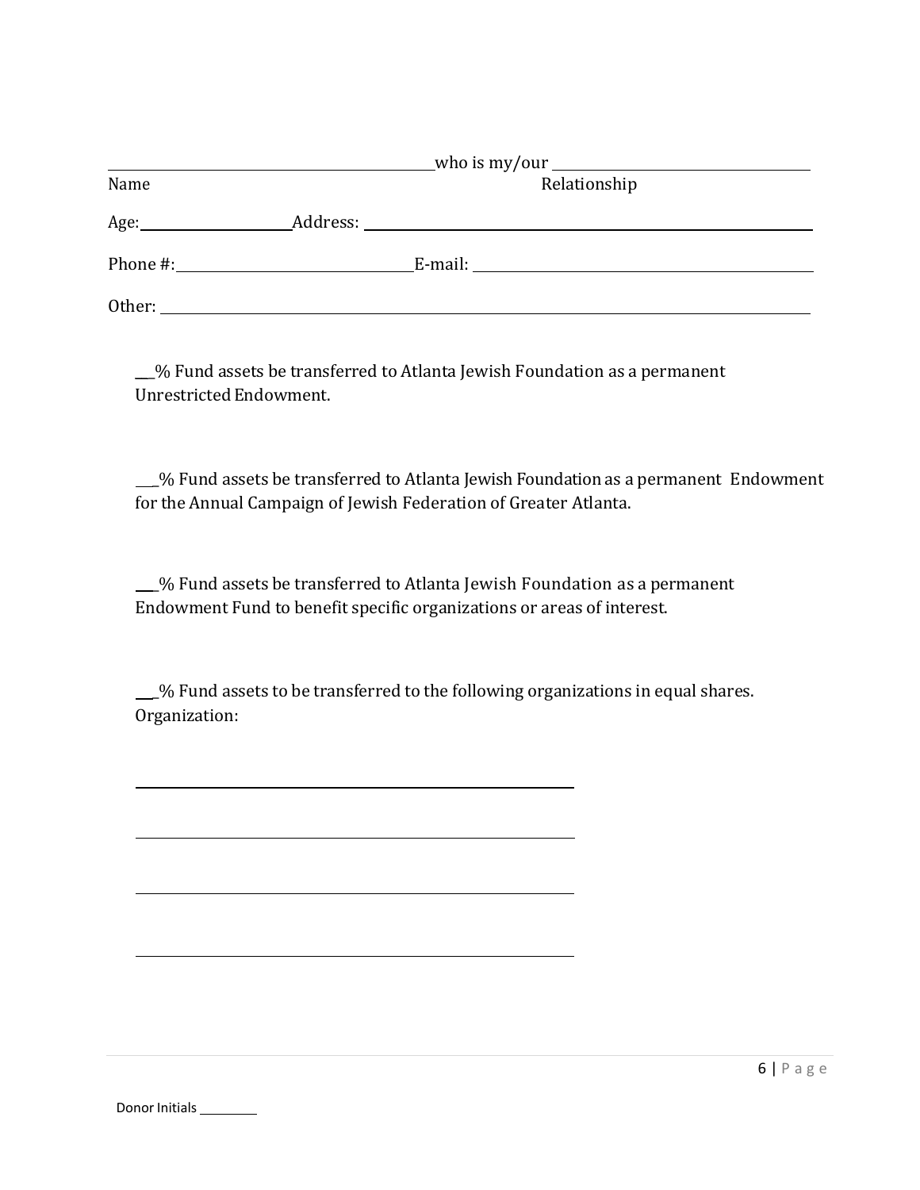\_\_\_\_\_\_\_\_\_\_\_\_\_\_\_\_\_\_\_\_\_\_\_\_\_\_\_\_\_\_\_\_\_\_\_\_ who is my/our \_\_\_\_\_\_\_\_\_\_\_\_\_\_\_\_\_\_\_\_\_\_\_\_\_\_\_\_

Name                                                                                    Relationship

Age: \_\_\_\_\_\_\_\_\_\_\_\_\_\_\_\_ Address: \_\_\_\_\_\_\_\_\_\_\_\_\_\_\_\_\_\_\_\_\_\_\_\_\_\_\_\_\_\_\_\_\_\_\_\_\_\_\_\_\_\_\_\_\_\_

Phone #: \_\_\_\_\_\_\_\_\_\_\_\_\_\_\_\_\_\_\_\_\_\_\_\_\_ E-mail: \_\_\_\_\_\_\_\_\_\_\_\_\_\_\_\_\_\_\_\_\_\_\_\_\_\_\_\_\_\_\_\_\_\_\_\_

Other: \_\_\_\_\_\_\_\_\_\_\_\_\_\_\_\_\_\_\_\_\_\_\_\_\_\_\_\_\_\_\_\_\_\_\_\_\_\_\_\_\_\_\_\_\_\_\_\_\_\_\_\_\_\_\_\_\_\_\_\_\_\_\_\_\_\_\_\_\_\_\_

\_\_\_% Fund assets be transferred to Atlanta Jewish Foundation as a permanent Unrestricted Endowment.

\_\_\_% Fund assets be transferred to Atlanta Jewish Foundation as a permanent Endowment for the Annual Campaign of Jewish Federation of Greater Atlanta.

\_\_\_% Fund assets be transferred to Atlanta Jewish Foundation as a permanent Endowment Fund to benefit specific organizations or areas of interest.

\_\_\_% Fund assets to be transferred to the following organizations in equal shares.
Organization:

\_\_\_\_\_\_\_\_\_\_\_\_\_\_\_\_\_\_\_\_\_\_\_\_\_\_\_\_\_\_\_\_\_\_\_\_\_\_\_\_\_\_\_\_\_\_\_\_

\_\_\_\_\_\_\_\_\_\_\_\_\_\_\_\_\_\_\_\_\_\_\_\_\_\_\_\_\_\_\_\_\_\_\_\_\_\_\_\_\_\_\_\_\_\_\_\_

\_\_\_\_\_\_\_\_\_\_\_\_\_\_\_\_\_\_\_\_\_\_\_\_\_\_\_\_\_\_\_\_\_\_\_\_\_\_\_\_\_\_\_\_\_\_\_\_

\_\_\_\_\_\_\_\_\_\_\_\_\_\_\_\_\_\_\_\_\_\_\_\_\_\_\_\_\_\_\_\_\_\_\_\_\_\_\_\_\_\_\_\_\_\_\_\_

Donor Initials \_\_\_\_\_\_\_\_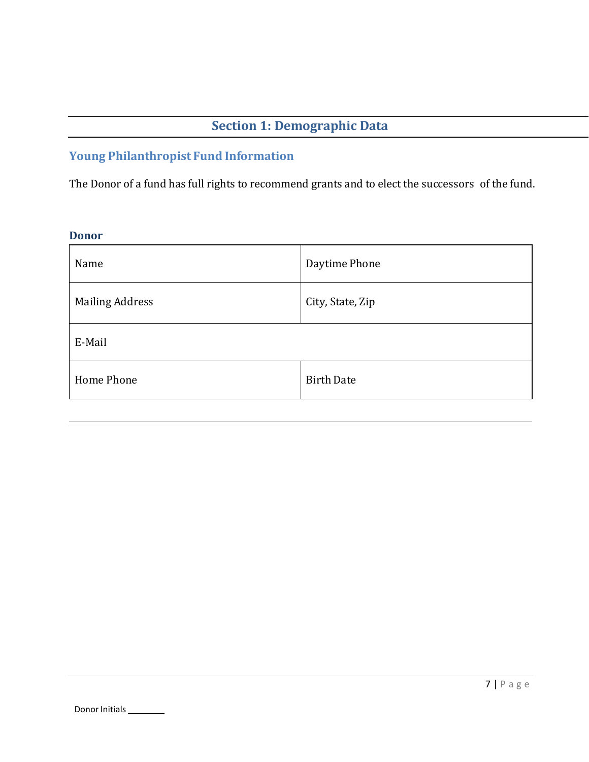# Section 1: Demographic Data

## Young Philanthropist Fund Information

The Donor of a fund has full rights to recommend grants and to elect the successors of the fund.

### Donor

| Name | Daytime Phone |
|---|---|
| Mailing Address | City, State, Zip |
| E-Mail | |
| Home Phone | Birth Date |

Donor Initials ________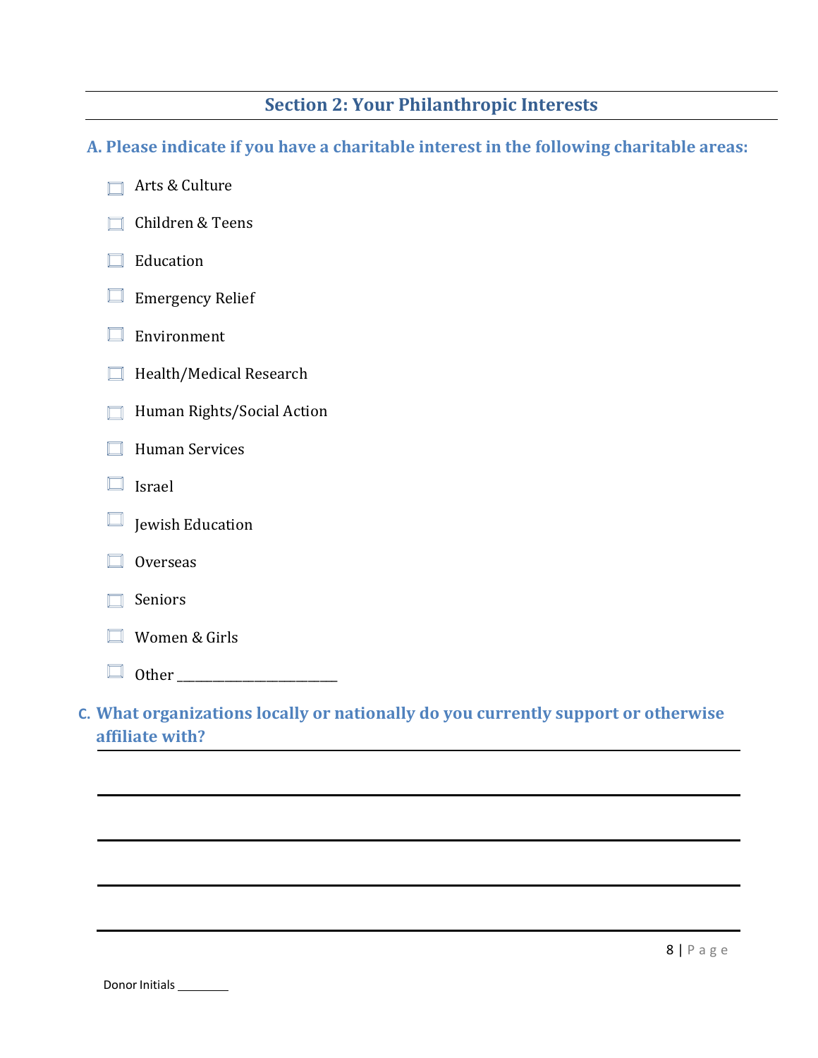## Section 2: Your Philanthropic Interests

### A. Please indicate if you have a charitable interest in the following charitable areas:

- ☐ Arts & Culture
- ☐ Children & Teens
- ☐ Education
- ☐ Emergency Relief
- ☐ Environment
- ☐ Health/Medical Research
- ☐ Human Rights/Social Action
- ☐ Human Services
- ☐ Israel
- ☐ Jewish Education
- ☐ Overseas
- ☐ Seniors
- ☐ Women & Girls
- ☐ Other ________________________

### C. What organizations locally or nationally do you currently support or otherwise affiliate with?

______________________________________________________________________________

______________________________________________________________________________

______________________________________________________________________________

______________________________________________________________________________

______________________________________________________________________________

Donor Initials ________